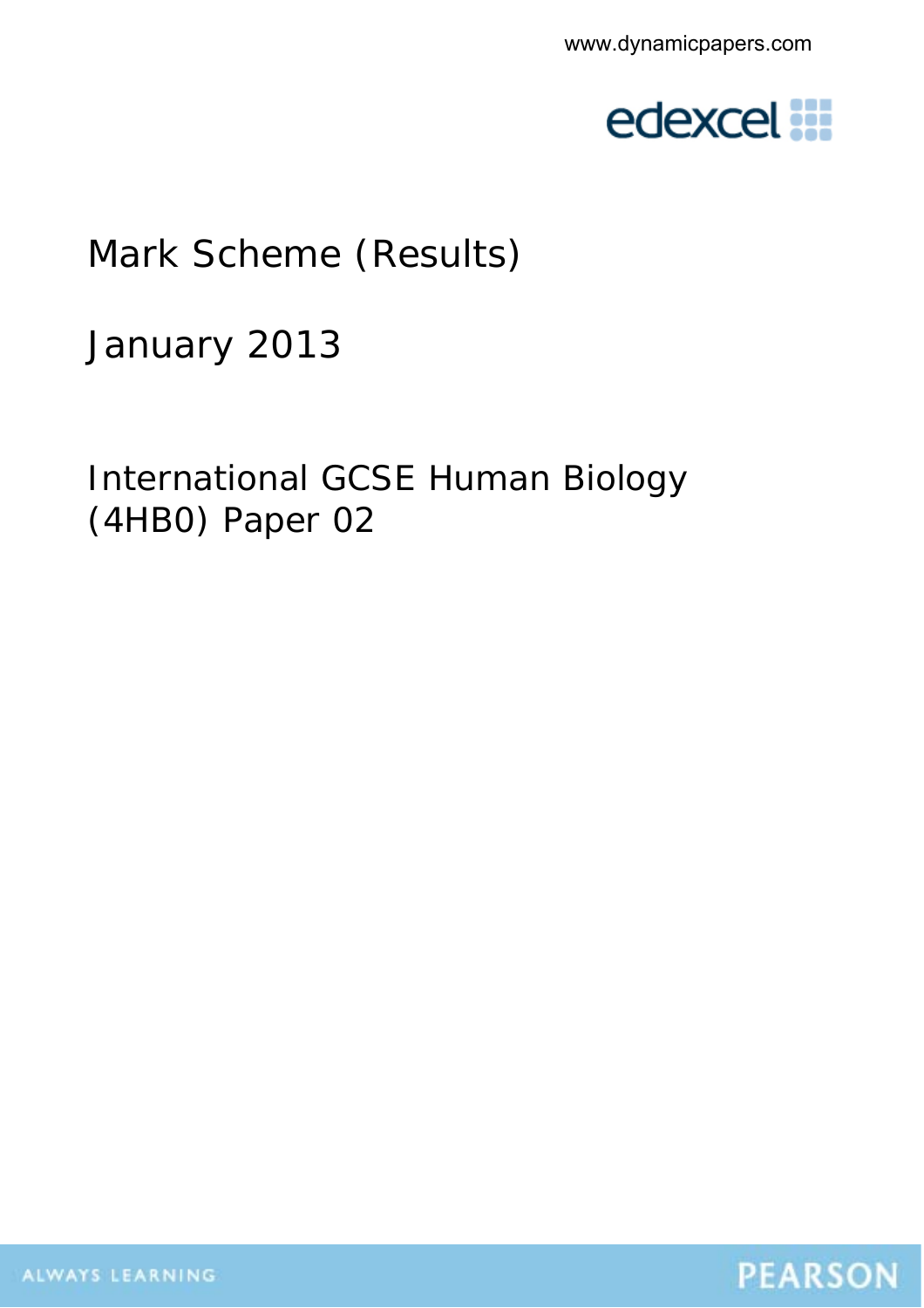www.dynamicpapers.com

edexcel

# Mark Scheme (Results)

## January 2013

## International GCSE Human Biology (4HB0) Paper 02

ALWAYS LEARNING

PEARSON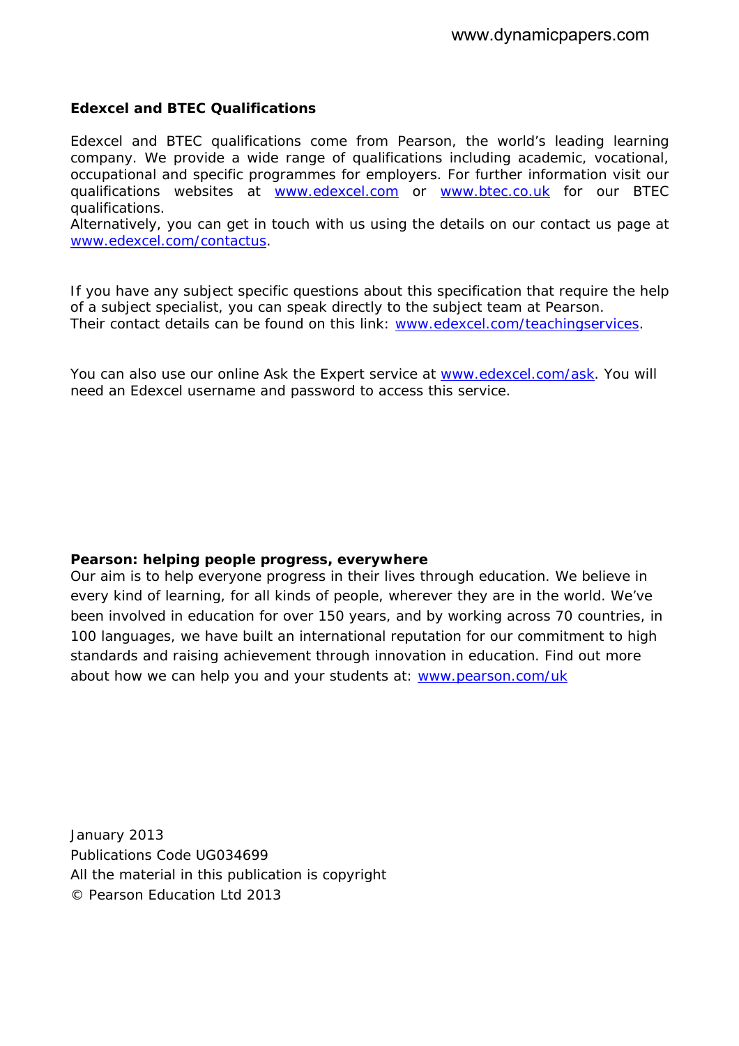**Edexcel and BTEC Qualifications**

Edexcel and BTEC qualifications come from Pearson, the world's leading learning company. We provide a wide range of qualifications including academic, vocational, occupational and specific programmes for employers. For further information visit our qualifications websites at www.edexcel.com or www.btec.co.uk for our BTEC qualifications.
Alternatively, you can get in touch with us using the details on our contact us page at www.edexcel.com/contactus.

If you have any subject specific questions about this specification that require the help of a subject specialist, you can speak directly to the subject team at Pearson.
Their contact details can be found on this link: www.edexcel.com/teachingservices.

You can also use our online Ask the Expert service at www.edexcel.com/ask. You will need an Edexcel username and password to access this service.

**Pearson: helping people progress, everywhere**
Our aim is to help everyone progress in their lives through education. We believe in every kind of learning, for all kinds of people, wherever they are in the world. We've been involved in education for over 150 years, and by working across 70 countries, in 100 languages, we have built an international reputation for our commitment to high standards and raising achievement through innovation in education. Find out more about how we can help you and your students at: www.pearson.com/uk

January 2013
Publications Code UG034699
All the material in this publication is copyright
© Pearson Education Ltd 2013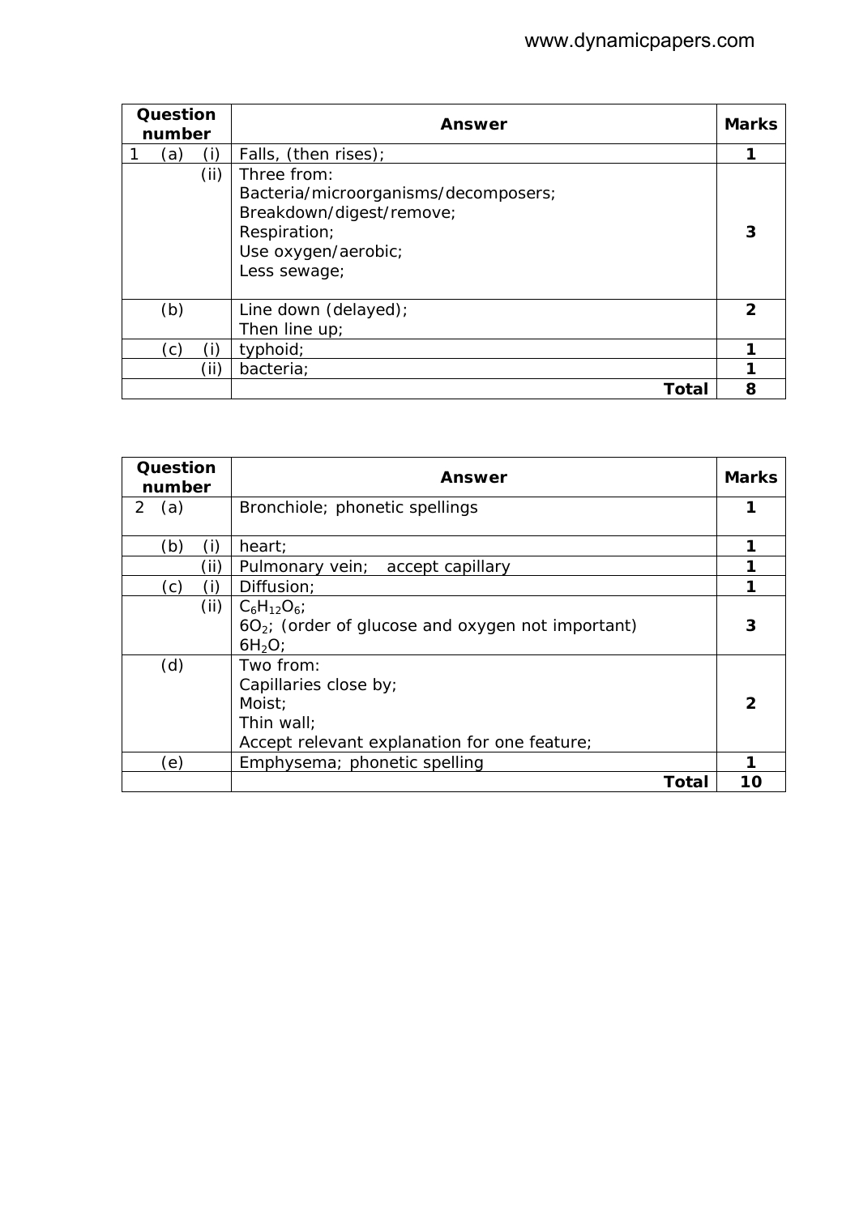| Question number | | | Answer | Marks |
|---|---|---|---|---|
| 1 | (a) | (i) | Falls, (then rises); | 1 |
| | | (ii) | Three from:<br>Bacteria/microorganisms/decomposers;<br>Breakdown/digest/remove;<br>Respiration;<br>Use oxygen/aerobic;<br>Less sewage; | 3 |
| | (b) | | Line down (delayed);<br>Then line up; | 2 |
| | (c) | (i) | typhoid; | 1 |
| | | (ii) | bacteria; | 1 |
| | | | **Total** | **8** |

| Question number | | | Answer | Marks |
|---|---|---|---|---|
| 2 | (a) | | Bronchiole; phonetic spellings | 1 |
| | (b) | (i) | heart; | 1 |
| | | (ii) | Pulmonary vein; accept capillary | 1 |
| | (c) | (i) | Diffusion; | 1 |
| | | (ii) | $C_6H_{12}O_6$;<br>$6O_2$; (order of glucose and oxygen not important)<br>$6H_2O$; | 3 |
| | (d) | | Two from:<br>Capillaries close by;<br>Moist;<br>Thin wall;<br>Accept relevant explanation for one feature; | 2 |
| | (e) | | Emphysema; phonetic spelling | 1 |
| | | | **Total** | **10** |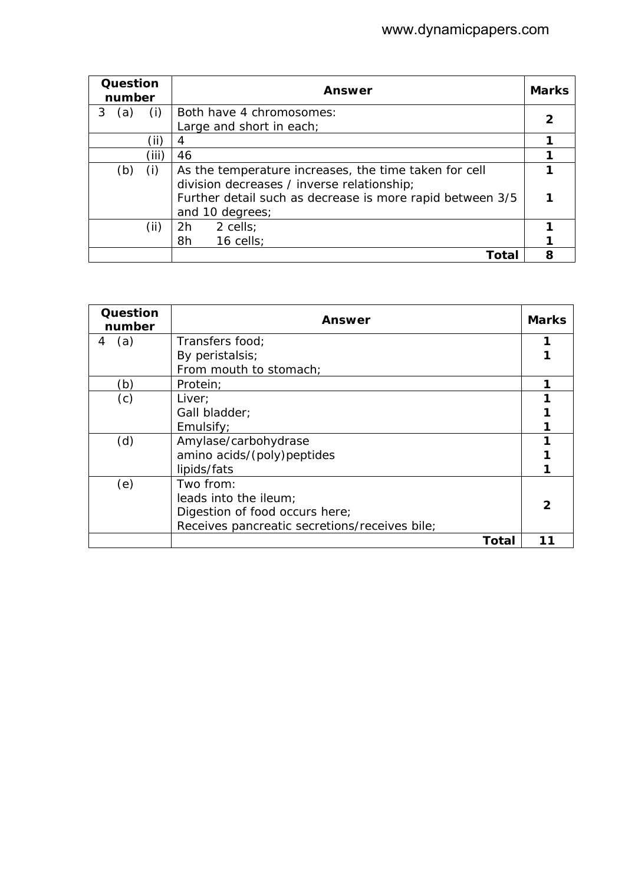| Question number | Answer | Marks |
|---|---|---|
| 3 (a) (i) | Both have 4 chromosomes:<br>Large and short in each; | 2 |
| (ii) | 4 | 1 |
| (iii) | 46 | 1 |
| (b) (i) | As the temperature increases, the time taken for cell division decreases / inverse relationship;<br>Further detail such as decrease is more rapid between 3/5 and 10 degrees; | 1<br><br>1 |
| (ii) | 2h 2 cells;<br>8h 16 cells; | 1<br>1 |
| | **Total** | **8** |

| Question number | Answer | Marks |
|---|---|---|
| 4 (a) | Transfers food;<br>By peristalsis;<br>From mouth to stomach; | 1<br>1 |
| (b) | Protein; | 1 |
| (c) | Liver;<br>Gall bladder;<br>Emulsify; | 1<br>1<br>1 |
| (d) | Amylase/carbohydrase<br>amino acids/(poly)peptides<br>lipids/fats | 1<br>1<br>1 |
| (e) | Two from:<br>leads into the ileum;<br>Digestion of food occurs here;<br>Receives pancreatic secretions/receives bile; | 2 |
| | **Total** | **11** |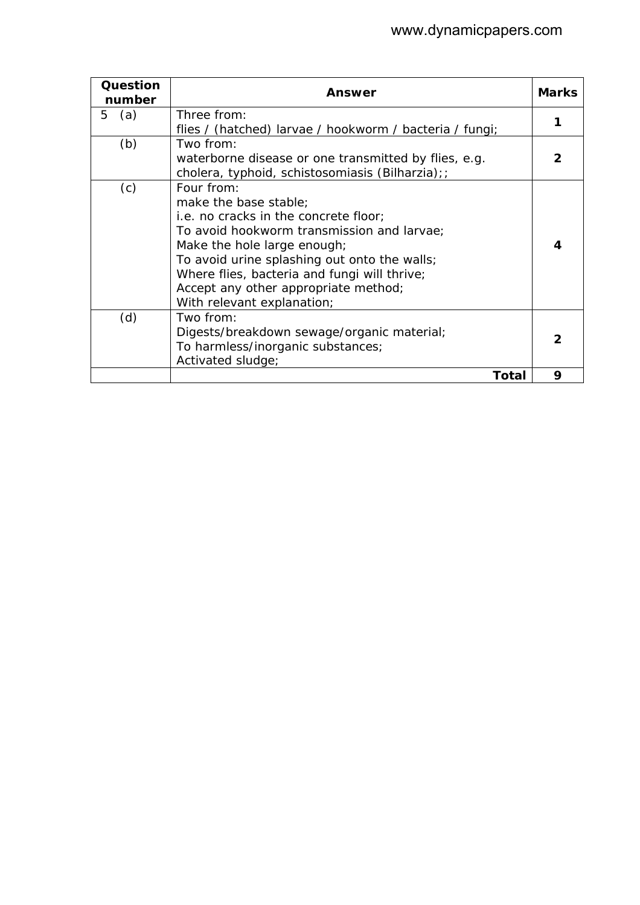| Question number | Answer | Marks |
|---|---|---|
| 5 (a) | Three from:<br>flies / (hatched) larvae / hookworm / bacteria / fungi; | 1 |
| (b) | Two from:<br>waterborne disease or one transmitted by flies, e.g. cholera, typhoid, schistosomiasis (Bilharzia);; | 2 |
| (c) | Four from:<br>make the base stable;<br>i.e. no cracks in the concrete floor;<br>To avoid hookworm transmission and larvae;<br>Make the hole large enough;<br>To avoid urine splashing out onto the walls;<br>Where flies, bacteria and fungi will thrive;<br>Accept any other appropriate method;<br>With relevant explanation; | 4 |
| (d) | Two from:<br>Digests/breakdown sewage/organic material;<br>To harmless/inorganic substances;<br>Activated sludge; | 2 |
| | **Total** | **9** |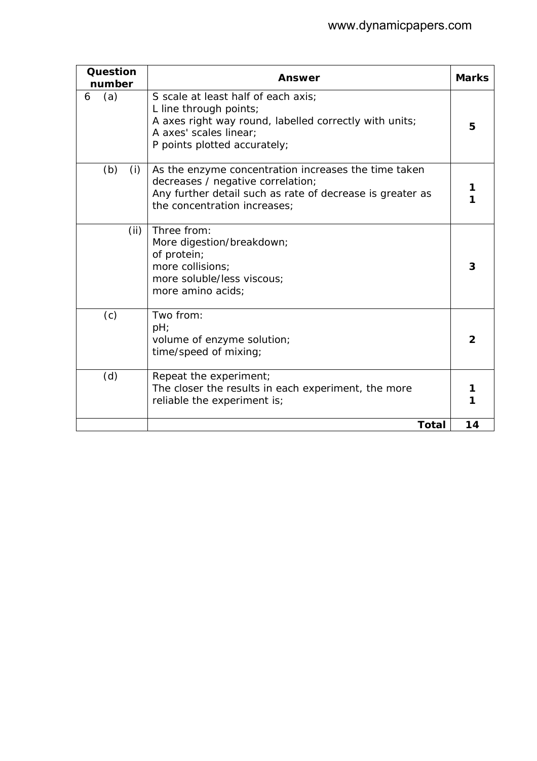| Question number | Answer | Marks |
|---|---|---|
| 6 (a) | S scale at least half of each axis;<br>L line through points;<br>A axes right way round, labelled correctly with units;<br>A axes' scales linear;<br>P points plotted accurately; | 5 |
| (b) (i) | As the enzyme concentration increases the time taken decreases / negative correlation;<br>Any further detail such as rate of decrease is greater as the concentration increases; | 1<br>1 |
| (ii) | Three from:<br>More digestion/breakdown;<br>of protein;<br>more collisions;<br>more soluble/less viscous;<br>more amino acids; | 3 |
| (c) | Two from:<br>pH;<br>volume of enzyme solution;<br>time/speed of mixing; | 2 |
| (d) | Repeat the experiment;<br>The closer the results in each experiment, the more reliable the experiment is; | 1<br>1 |
| | **Total** | **14** |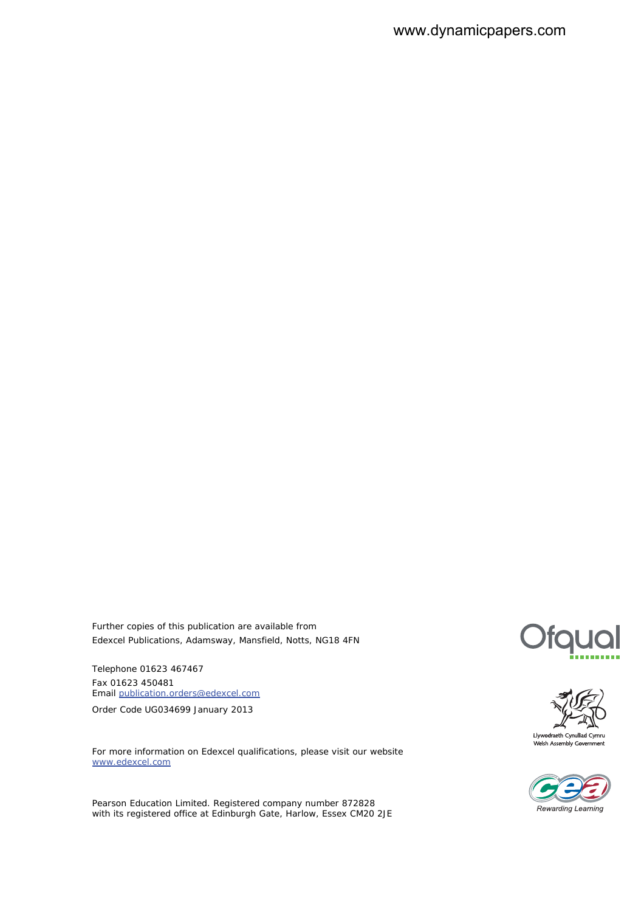Further copies of this publication are available from
Edexcel Publications, Adamsway, Mansfield, Notts, NG18 4FN

Telephone 01623 467467
Fax 01623 450481
Email publication.orders@edexcel.com

Order Code UG034699 January 2013

For more information on Edexcel qualifications, please visit our website
www.edexcel.com

Pearson Education Limited. Registered company number 872828
with its registered office at Edinburgh Gate, Harlow, Essex CM20 2JE

Ofqual

Llywodraeth Cynulliad Cymru
Welsh Assembly Government

Rewarding Learning